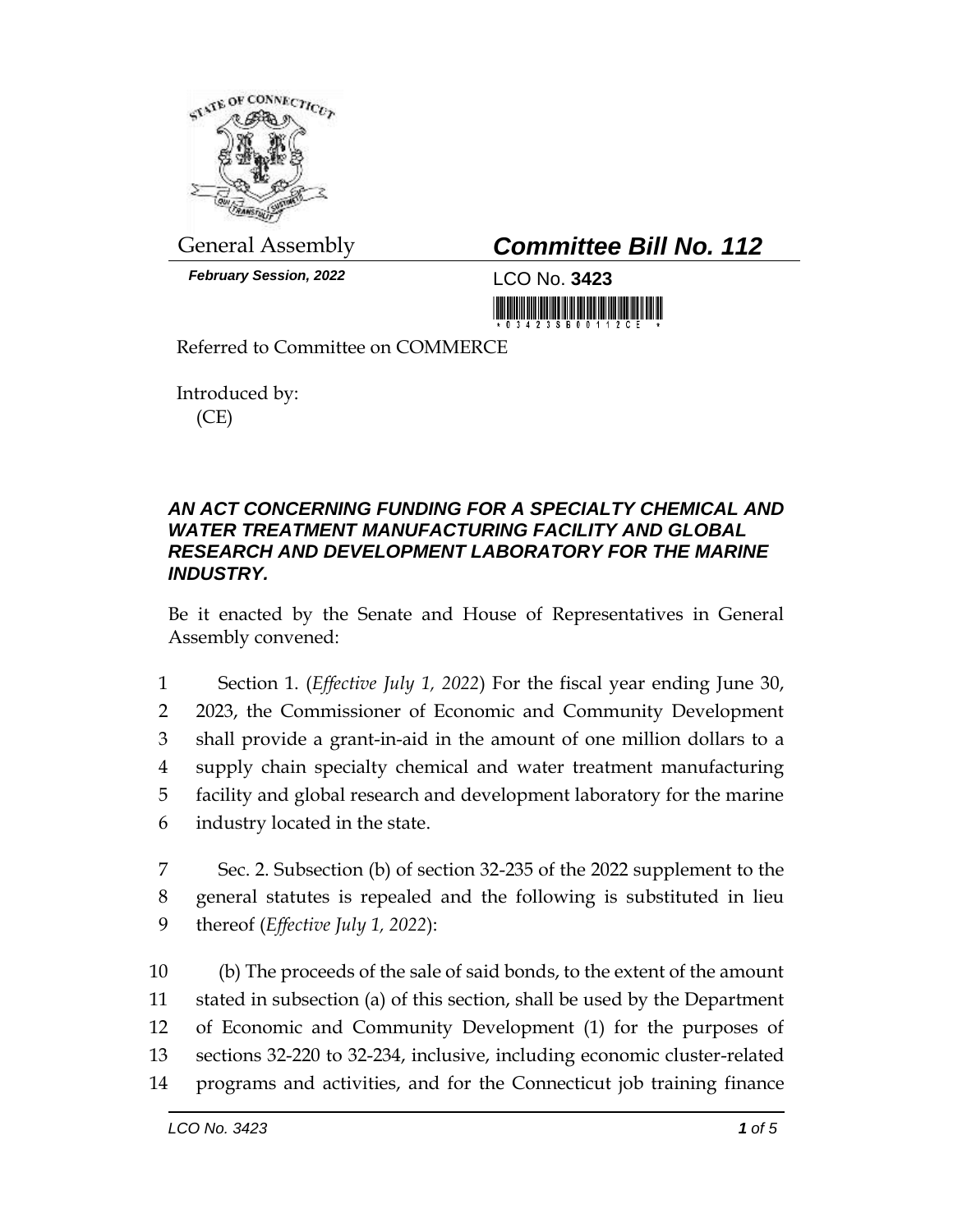General Assembly

***February Session, 2022***

# ***Committee Bill No. 112***

LCO No. **3423**

Referred to Committee on COMMERCE

Introduced by:
(CE)

### ***AN ACT CONCERNING FUNDING FOR A SPECIALTY CHEMICAL AND WATER TREATMENT MANUFACTURING FACILITY AND GLOBAL RESEARCH AND DEVELOPMENT LABORATORY FOR THE MARINE INDUSTRY.***

Be it enacted by the Senate and House of Representatives in General Assembly convened:

1 Section 1. (*Effective July 1, 2022*) For the fiscal year ending June 30,
2 2023, the Commissioner of Economic and Community Development
3 shall provide a grant-in-aid in the amount of one million dollars to a
4 supply chain specialty chemical and water treatment manufacturing
5 facility and global research and development laboratory for the marine
6 industry located in the state.

7 Sec. 2. Subsection (b) of section 32-235 of the 2022 supplement to the
8 general statutes is repealed and the following is substituted in lieu
9 thereof (*Effective July 1, 2022*):

10 (b) The proceeds of the sale of said bonds, to the extent of the amount
11 stated in subsection (a) of this section, shall be used by the Department
12 of Economic and Community Development (1) for the purposes of
13 sections 32-220 to 32-234, inclusive, including economic cluster-related
14 programs and activities, and for the Connecticut job training finance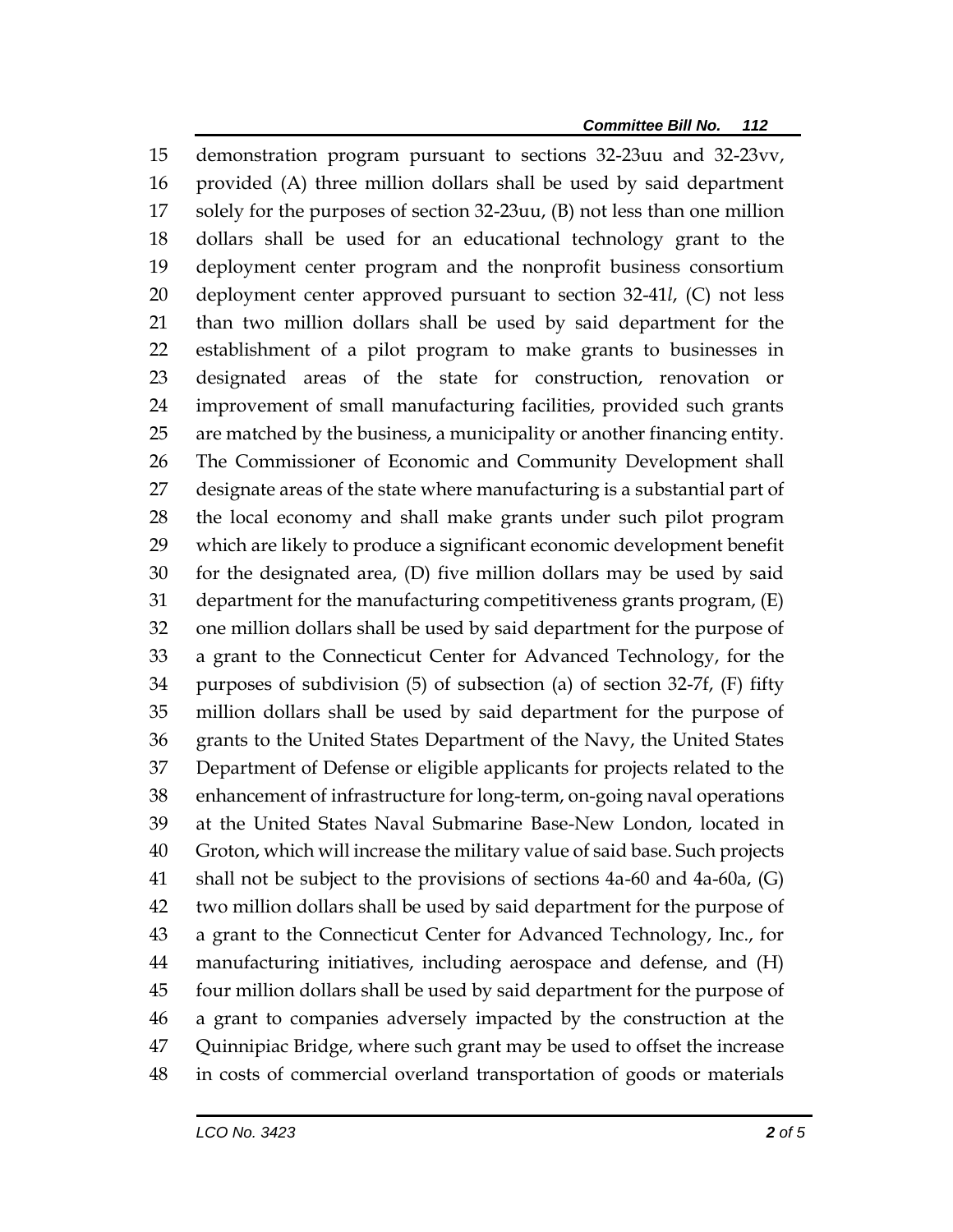demonstration program pursuant to sections 32-23uu and 32-23vv, provided (A) three million dollars shall be used by said department solely for the purposes of section 32-23uu, (B) not less than one million dollars shall be used for an educational technology grant to the deployment center program and the nonprofit business consortium deployment center approved pursuant to section 32-41*l*, (C) not less than two million dollars shall be used by said department for the establishment of a pilot program to make grants to businesses in designated areas of the state for construction, renovation or improvement of small manufacturing facilities, provided such grants are matched by the business, a municipality or another financing entity. The Commissioner of Economic and Community Development shall designate areas of the state where manufacturing is a substantial part of the local economy and shall make grants under such pilot program which are likely to produce a significant economic development benefit for the designated area, (D) five million dollars may be used by said department for the manufacturing competitiveness grants program, (E) one million dollars shall be used by said department for the purpose of a grant to the Connecticut Center for Advanced Technology, for the purposes of subdivision (5) of subsection (a) of section 32-7f, (F) fifty million dollars shall be used by said department for the purpose of grants to the United States Department of the Navy, the United States Department of Defense or eligible applicants for projects related to the enhancement of infrastructure for long-term, on-going naval operations at the United States Naval Submarine Base-New London, located in Groton, which will increase the military value of said base. Such projects shall not be subject to the provisions of sections 4a-60 and 4a-60a, (G) two million dollars shall be used by said department for the purpose of a grant to the Connecticut Center for Advanced Technology, Inc., for manufacturing initiatives, including aerospace and defense, and (H) four million dollars shall be used by said department for the purpose of a grant to companies adversely impacted by the construction at the Quinnipiac Bridge, where such grant may be used to offset the increase in costs of commercial overland transportation of goods or materials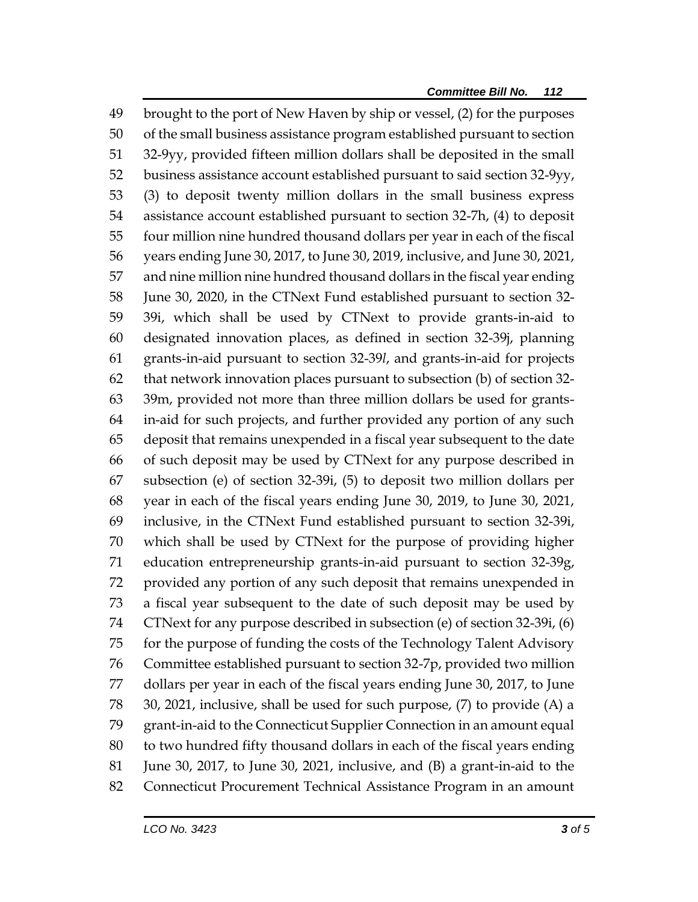brought to the port of New Haven by ship or vessel, (2) for the purposes of the small business assistance program established pursuant to section 32-9yy, provided fifteen million dollars shall be deposited in the small business assistance account established pursuant to said section 32-9yy, (3) to deposit twenty million dollars in the small business express assistance account established pursuant to section 32-7h, (4) to deposit four million nine hundred thousand dollars per year in each of the fiscal years ending June 30, 2017, to June 30, 2019, inclusive, and June 30, 2021, and nine million nine hundred thousand dollars in the fiscal year ending June 30, 2020, in the CTNext Fund established pursuant to section 32-39i, which shall be used by CTNext to provide grants-in-aid to designated innovation places, as defined in section 32-39j, planning grants-in-aid pursuant to section 32-39*l*, and grants-in-aid for projects that network innovation places pursuant to subsection (b) of section 32-39m, provided not more than three million dollars be used for grants-in-aid for such projects, and further provided any portion of any such deposit that remains unexpended in a fiscal year subsequent to the date of such deposit may be used by CTNext for any purpose described in subsection (e) of section 32-39i, (5) to deposit two million dollars per year in each of the fiscal years ending June 30, 2019, to June 30, 2021, inclusive, in the CTNext Fund established pursuant to section 32-39i, which shall be used by CTNext for the purpose of providing higher education entrepreneurship grants-in-aid pursuant to section 32-39g, provided any portion of any such deposit that remains unexpended in a fiscal year subsequent to the date of such deposit may be used by CTNext for any purpose described in subsection (e) of section 32-39i, (6) for the purpose of funding the costs of the Technology Talent Advisory Committee established pursuant to section 32-7p, provided two million dollars per year in each of the fiscal years ending June 30, 2017, to June 30, 2021, inclusive, shall be used for such purpose, (7) to provide (A) a grant-in-aid to the Connecticut Supplier Connection in an amount equal to two hundred fifty thousand dollars in each of the fiscal years ending June 30, 2017, to June 30, 2021, inclusive, and (B) a grant-in-aid to the Connecticut Procurement Technical Assistance Program in an amount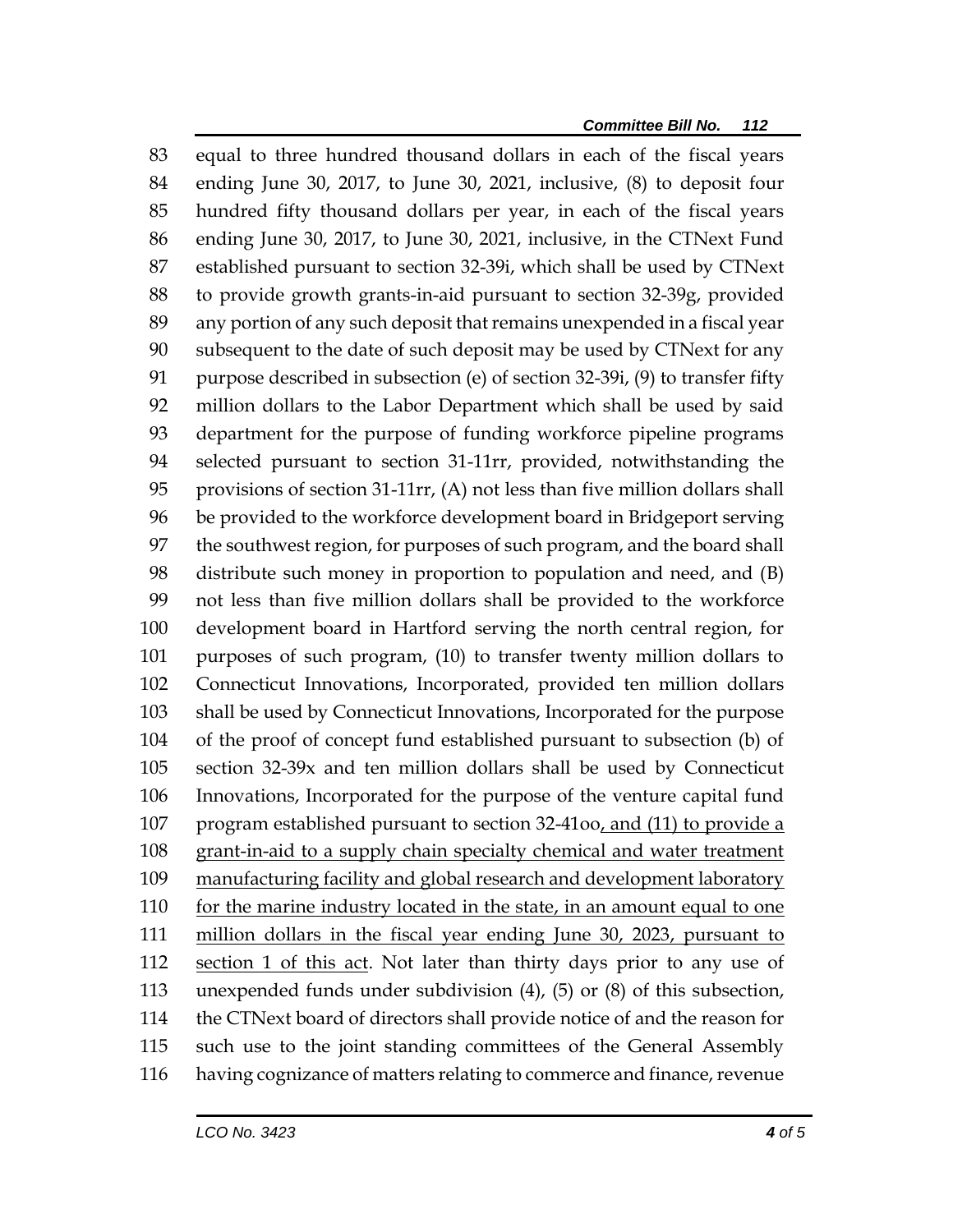equal to three hundred thousand dollars in each of the fiscal years ending June 30, 2017, to June 30, 2021, inclusive, (8) to deposit four hundred fifty thousand dollars per year, in each of the fiscal years ending June 30, 2017, to June 30, 2021, inclusive, in the CTNext Fund established pursuant to section 32-39i, which shall be used by CTNext to provide growth grants-in-aid pursuant to section 32-39g, provided any portion of any such deposit that remains unexpended in a fiscal year subsequent to the date of such deposit may be used by CTNext for any purpose described in subsection (e) of section 32-39i, (9) to transfer fifty million dollars to the Labor Department which shall be used by said department for the purpose of funding workforce pipeline programs selected pursuant to section 31-11rr, provided, notwithstanding the provisions of section 31-11rr, (A) not less than five million dollars shall be provided to the workforce development board in Bridgeport serving the southwest region, for purposes of such program, and the board shall distribute such money in proportion to population and need, and (B) not less than five million dollars shall be provided to the workforce development board in Hartford serving the north central region, for purposes of such program, (10) to transfer twenty million dollars to Connecticut Innovations, Incorporated, provided ten million dollars shall be used by Connecticut Innovations, Incorporated for the purpose of the proof of concept fund established pursuant to subsection (b) of section 32-39x and ten million dollars shall be used by Connecticut Innovations, Incorporated for the purpose of the venture capital fund program established pursuant to section 32-41oo, and (11) to provide a grant-in-aid to a supply chain specialty chemical and water treatment manufacturing facility and global research and development laboratory for the marine industry located in the state, in an amount equal to one million dollars in the fiscal year ending June 30, 2023, pursuant to section 1 of this act. Not later than thirty days prior to any use of unexpended funds under subdivision (4), (5) or (8) of this subsection, the CTNext board of directors shall provide notice of and the reason for such use to the joint standing committees of the General Assembly having cognizance of matters relating to commerce and finance, revenue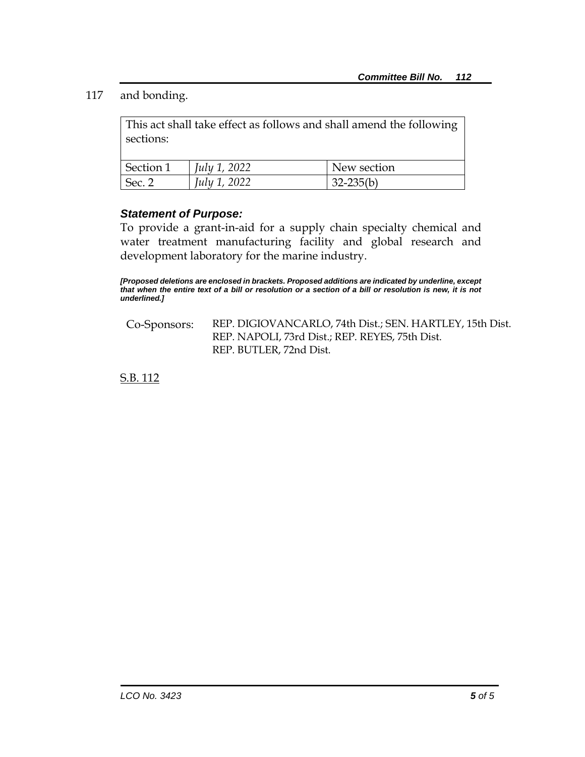117 and bonding.

| This act shall take effect as follows and shall amend the following sections: | | |
|---|---|---|
| Section 1 | *July 1, 2022* | New section |
| Sec. 2 | *July 1, 2022* | 32-235(b) |

### *Statement of Purpose:*

To provide a grant-in-aid for a supply chain specialty chemical and water treatment manufacturing facility and global research and development laboratory for the marine industry.

***[Proposed deletions are enclosed in brackets. Proposed additions are indicated by underline, except that when the entire text of a bill or resolution or a section of a bill or resolution is new, it is not underlined.]***

Co-Sponsors: REP. DIGIOVANCARLO, 74th Dist.; SEN. HARTLEY, 15th Dist.
REP. NAPOLI, 73rd Dist.; REP. REYES, 75th Dist.
REP. BUTLER, 72nd Dist.

S.B. 112